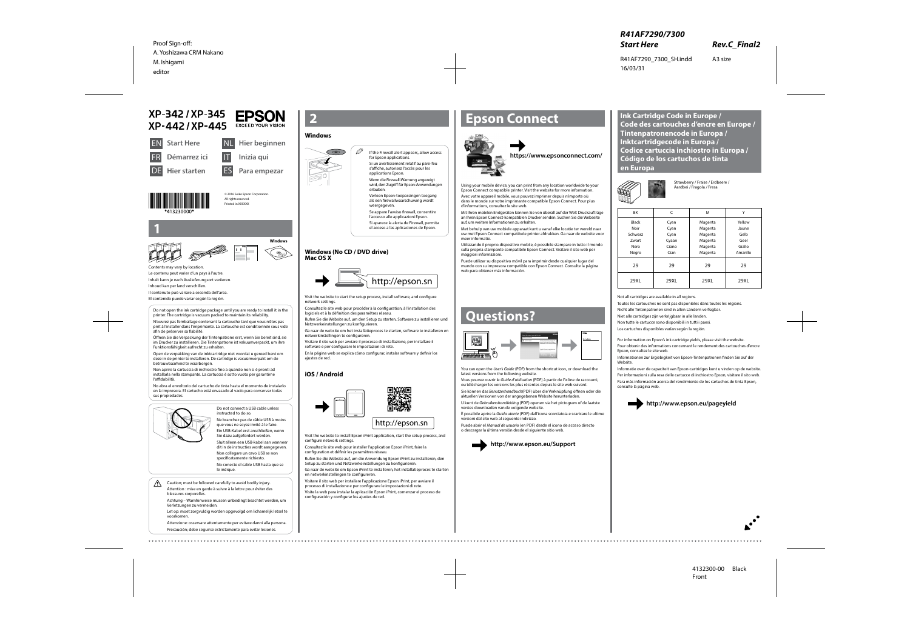Proof Sign-off:
A. Yoshizawa CRM Nakano
M. Ishigami
editor

*R41AF7290/7300*
***Start Here*** ***Rev.C_Final2***
R41AF7290_7300_SH.indd A3 size
16/03/31

# XP-342 / XP-345 XP-442 / XP-445

EPSON EXCEED YOUR VISION

EN **Start Here**
FR **Démarrez ici**
DE **Hier starten**
NL **Hier beginnen**
IT **Inizia qui**
ES **Para empezar**

*413230000*

© 2016 Seiko Epson Corporation.
All rights reserved.
Printed in XXXXXX

## 1

Windows

Contents may vary by location.

Le contenu peut varier d'un pays à l'autre.

Inhalt kann je nach Auslieferungsort variieren.

Inhoud kan per land verschillen.

Il contenuto può variare a seconda dell'area.

El contenido puede variar según la región.

Do not open the ink cartridge package until you are ready to install it in the printer. The cartridge is vacuum packed to maintain its reliability.

N'ouvrez pas l'emballage contenant la cartouche tant que vous n'êtes pas prêt à l'installer dans l'imprimante. La cartouche est conditionnée sous vide afin de préserver sa fiabilité.

Öffnen Sie die Verpackung der Tintenpatrone erst, wenn Sie bereit sind, sie im Drucker zu installieren. Die Tintenpatrone ist vakuumverpackt, um ihre Funktionsfähigkeit aufrecht zu erhalten.

Open de verpakking van de inktcartridge niet voordat u gereed bent om deze in de printer te installeren. De cartridge is vacuümverpakt om de betrouwbaarheid te waarborgen.

Non aprire la cartuccia di inchiostro fino a quando non si è pronti ad installarla nella stampante. La cartuccia è sotto vuoto per garantirne l'affidabilità.

No abra el envoltorio del cartucho de tinta hasta el momento de instalarlo en la impresora. El cartucho está envasado al vacío para conservar todas sus propiedades.

Do not connect a USB cable unless instructed to do so.

Ne branchez pas de câble USB à moins que vous ne soyez invité à le faire.

Ein USB-Kabel erst anschließen, wenn Sie dazu aufgefordert werden.

Sluit alleen een USB-kabel aan wanneer dit in de instructies wordt aangegeven.

Non collegare un cavo USB se non specificatamente richiesto.

No conecte el cable USB hasta que se le indique.

Caution; must be followed carefully to avoid bodily injury.

Attention : mise en garde à suivre à la lettre pour éviter des blessures corporelles.

Achtung – Warnhinweise müssen unbedingt beachtet werden, um Verletzungen zu vermeiden.

Let op: moet zorgvuldig worden opgevolgd om lichamelijk letsel te voorkomen.

Attenzione: osservare attentamente per evitare danni alla persona.

Precaución; debe seguirse estrictamente para evitar lesiones.

## 2

### Windows

If the Firewall alert appears, allow access for Epson applications.

Si un avertissement relatif au pare-feu s'affiche, autorisez l'accès pour les applications Epson.

Wenn die Firewall-Warnung angezeigt wird, den Zugriff für Epson-Anwendungen erlauben.

Verleen Epson-toepassingen toegang als een firewallwaarschuwing wordt weergegeven.

Se appare l'avviso firewall, consentire l'accesso alle applicazioni Epson.

Si aparece la alerta de Firewall, permita el acceso a las aplicaciones de Epson.

### Windows (No CD / DVD drive) Mac OS X

http://epson.sn

Visit the website to start the setup process, install software, and configure network settings.

Consultez le site web pour procéder à la configuration, à l'installation des logiciels et à la définition des paramètres réseau.

Rufen Sie die Website auf, um den Setup zu starten, Software zu installieren und Netzwerkeinstellungen zu konfigurieren.

Ga naar de website om het installatieproces te starten, software te installeren en netwerkinstellingen te configureren.

Visitare il sito web per avviare il processo di installazione, per installare il software e per configurare le impostazioni di rete.

En la página web se explica cómo configurar, instalar software y definir los ajustes de red.

### iOS / Android

http://epson.sn

Visit the website to install Epson iPrint application, start the setup process, and configure network settings.

Consultez le site web pour installer l'application Epson iPrint, faire la configuration et définir les paramètres réseau.

Rufen Sie die Website auf, um die Anwendung Epson iPrint zu installieren, den Setup zu starten und Netzwerkeinstellungen zu konfigurieren.

Ga naar de website om Epson iPrint te installeren, het installatieproces te starten en netwerkinstellingen te configureren.

Visitare il sito web per installare l'applicazione Epson iPrint, per avviare il processo di installazione e per configurare le impostazioni di rete.

Visite la web para instalar la aplicación Epson iPrint, comenzar el proceso de configuración y configurar los ajustes de red.

## Epson Connect

**https://www.epsonconnect.com/**

Using your mobile device, you can print from any location worldwide to your Epson Connect compatible printer. Visit the website for more information.

Avec votre appareil mobile, vous pouvez imprimer depuis n'importe où dans le monde sur votre imprimante compatible Epson Connect. Pour plus d'informations, consultez le site web.

Mit Ihren mobilen Endgeräten können Sie von überall auf der Welt Druckaufträge an Ihren Epson Connect-kompatiblen Drucker senden. Suchen Sie die Webseite auf, um weitere Informationen zu erhalten.

Met behulp van uw mobiele apparaat kunt u vanaf elke locatie ter wereld naar uw met Epson Connect compatibele printer afdrukken. Ga naar de website voor meer informatie.

Utilizzando il proprio dispositivo mobile, è possibile stampare in tutto il mondo sulla propria stampante compatibile Epson Connect. Visitare il sito web per maggiori informazioni.

Puede utilizar su dispositivo móvil para imprimir desde cualquier lugar del mundo con su impresora compatible con Epson Connect. Consulte la página web para obtener más información.

## Questions?

You can open the *User's Guide* (PDF) from the shortcut icon, or download the latest versions from the following website.

Vous pouvez ouvrir le *Guide d'utilisation* (PDF) à partir de l'icône de raccourci, ou télécharger les versions les plus récentes depuis le site web suivant.

Sie können das *Benutzerhandbuch*(PDF) über die Verknüpfung öffnen oder die aktuellen Versionen von der angegebenen Website herunterladen.

U kunt de *Gebruikershandleiding* (PDF) openen via het pictogram of de laatste versies downloaden van de volgende website.

È possibile aprire la *Guida utente* (PDF) dall'icona scorciatoia e scaricare le ultime versioni dal sito web al seguente indirizzo.

Puede abrir el *Manual de usuario* (en PDF) desde el icono de acceso directo o descargar la última versión desde el siguiente sitio web.

**http://www.epson.eu/Support**

## Ink Cartridge Code in Europe / Code des cartouches d'encre en Europe / Tintenpatronencode in Europa / Inktcartridgecode in Europa / Codice cartuccia inchiostro in Europa / Código de los cartuchos de tinta en Europa

Strawberry / Fraise / Erdbeere / Aardbei / Fragola / Fresa

| BK | C | M | Y |
|---|---|---|---|
| Black<br>Noir<br>Schwarz<br>Zwart<br>Nero<br>Negro | Cyan<br>Cyan<br>Cyan<br>Cyaan<br>Ciano<br>Cian | Magenta<br>Magenta<br>Magenta<br>Magenta<br>Magenta<br>Magenta | Yellow<br>Jaune<br>Gelb<br>Geel<br>Giallo<br>Amarillo |
| 29 | 29 | 29 | 29 |
| 29XL | 29XL | 29XL | 29XL |

Not all cartridges are available in all regions.

Toutes les cartouches ne sont pas disponibles dans toutes les régions.

Nicht alle Tintenpatronen sind in allen Ländern verfügbar.

Niet alle cartridges zijn verkrijgbaar in alle landen.

Non tutte le cartucce sono disponibili in tutti i paesi.

Los cartuchos disponibles varían según la región.

For information on Epson's ink cartridge yields, please visit the website.

Pour obtenir des informations concernant le rendement des cartouches d'encre Epson, consultez le site web.

Informationen zur Ergiebigkeit von Epson-Tintenpatronen finden Sie auf der Website.

Informatie over de capaciteit van Epson-cartridges kunt u vinden op de website.

Per informazioni sulla resa delle cartucce di inchiostro Epson, visitare il sito web.

Para más información acerca del rendimiento de los cartuchos de tinta Epson, consulte la página web.

**http://www.epson.eu/pageyield**

4132300-00 Black
Front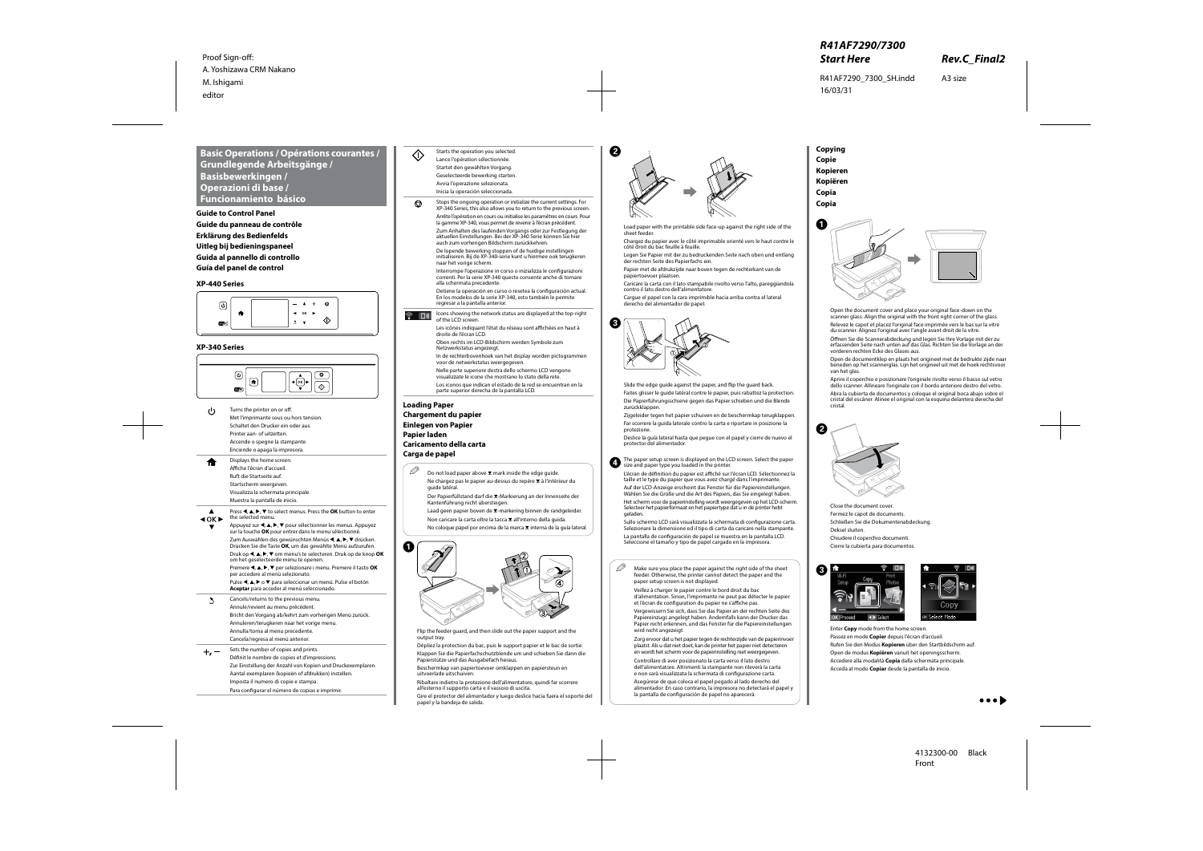## Basic Operations / Opérations courantes / Grundlegende Arbeitsgänge / Basisbewerkingen / Operazioni di base / Funcionamiento básico

### Guide to Control Panel
### Guide du panneau de contrôle
### Erklärung des Bedienfelds
### Uitleg bij bedieningspaneel
### Guida al pannello di controllo
### Guía del panel de control

**XP-440 Series**

**XP-340 Series**

| | |
|---|---|
| ⏻ | Turns the printer on or off.<br>Met l'imprimante sous ou hors tension.<br>Schaltet den Drucker ein oder aus.<br>Printer aan- of uitzetten.<br>Accende o spegne la stampante.<br>Enciende o apaga la impresora. |
| 🏠 | Displays the home screen.<br>Affiche l'écran d'accueil.<br>Ruft die Startseite auf.<br>Startscherm weergeven.<br>Visualizza la schermata principale.<br>Muestra la pantalla de inicio. |
| ▲ ◄ OK ► ▼ | Press ◄, ▲, ►, ▼ to select menus. Press the **OK** button to enter the selected menu.<br>Appuyez sur ◄, ▲, ►, ▼ pour sélectionner les menus. Appuyez sur la touche **OK** pour entrer dans le menu sélectionné.<br>Zum Auswählen des gewünschten Menüs ◄, ▲, ►, ▼ drücken. Drücken Sie die Taste **OK**, um das gewählte Menü aufzurufen.<br>Druk op ◄, ▲, ►, ▼ om menu's te selecteren. Druk op de knop **OK** om het geselecteerde menu te openen.<br>Premere ◄, ▲, ►, ▼ per selezionare i menu. Premere il tasto **OK** per accedere al menu selezionato.<br>Pulse ◄, ▲, ► o ▼ para seleccionar un menú. Pulse el botón **Aceptar** para acceder al menú seleccionado. |
| ↶ | Cancels/returns to the previous menu.<br>Annule/revient au menu précédent.<br>Bricht den Vorgang ab/kehrt zum vorherigen Menü zurück.<br>Annuleren/terugkeren naar het vorige menu.<br>Annulla/torna al menu precedente.<br>Cancela/regresa al menú anterior. |
| +, − | Sets the number of copies and prints.<br>Définit le nombre de copies et d'impressions.<br>Zur Einstellung der Anzahl von Kopien und Druckexemplaren.<br>Aantal exemplaren (kopieën of afdrukken) instellen.<br>Imposta il numero di copie e stampa.<br>Para configurar el número de copias e imprimir. |
| ◇ | Starts the operation you selected.<br>Lance l'opération sélectionnée.<br>Startet den gewählten Vorgang.<br>Geselecteerde bewerking starten.<br>Avvia l'operazione selezionata.<br>Inicia la operación seleccionada. |
| ⊘ | Stops the ongoing operation or initialize the current settings. For XP-340 Series, this also allows you to return to the previous screen.<br>Arrête l'opération en cours ou initialise les paramètres en cours. Pour la gamme XP-340, vous permet de revenir à l'écran précédent.<br>Zum Anhalten des laufenden Vorgangs oder zur Festlegung der aktuellen Einstellungen. Bei der XP-340-Serie können Sie hier auch zum vorherigen Bildschirm zurückkehren.<br>De lopende bewerking stoppen of de huidige instellingen initialiseren. Bij de XP-340-serie kunt u hiermee ook terugkeren naar het vorige scherm.<br>Interrompe l'operazione in corso o inizializza le configurazioni correnti. Per la serie XP-340, questo consente anche di tornare alla schermata precedente.<br>Detiene la operación en curso o resetea la configuración actual. En los modelos de la serie XP-340, esto también le permite regresar a la pantalla anterior. |
| 📶 ▯ | Icons showing the network status are displayed at the top-right of the LCD screen.<br>Les icônes indiquant l'état du réseau sont affichées en haut à droite de l'écran LCD.<br>Oben rechts im LCD-Bildschirm werden Symbole zum Netzwerkstatus angezeigt.<br>In de rechterbovenhoek van het display worden pictogrammen voor de netwerkstatus weergegeven.<br>Nella parte superiore destra dello schermo LCD vengono visualizzate le icone che mostrano lo stato della rete.<br>Los iconos que indican el estado de la red se encuentran en la parte superior derecha de la pantalla LCD. |

### Loading Paper
### Chargement du papier
### Einlegen von Papier
### Papier laden
### Caricamento della carta
### Carga de papel

Do not load paper above ▼ mark inside the edge guide.
Ne chargez pas le papier au-dessus du repère ▼ à l'intérieur du guide latéral.
Der Papierfüllstand darf die ▼-Markierung an der Innenseite der Kantenführung nicht übersteigen.
Laad geen papier boven de ▼-markering binnen de randgeleider.
Non caricare la carta oltre la tacca ▼ all'interno della guida.
No coloque papel por encima de la marca ▼ interna de la guía lateral.

**1**

Flip the feeder guard, and then slide out the paper support and the output tray.
Dépliez la protection du bac, puis le support papier et le bac de sortie.
Klappen Sie die Papierfachschutzblende um und schieben Sie dann die Papierstütze und das Ausgabefach heraus.
Beschermkap van papiertoevoer omklappen en papiersteun en uitvoerlade uitschuiven.
Ribaltare indietro la protezione dell'alimentatore, quindi far scorrere all'esterno il supporto carta e il vassoio di uscita.
Gire el protector del alimentador y luego deslice hacia fuera el soporte del papel y la bandeja de salida.

**2**

Load paper with the printable side face-up against the right side of the sheet feeder.
Chargez du papier avec le côté imprimable orienté vers le haut contre le côté droit du bac feuille à feuille.
Legen Sie Papier mit der zu bedruckenden Seite nach oben und entlang der rechten Seite des Papierfachs ein.
Papier met de afdrukzijde naar boven tegen de rechterkant van de papiertoevoer plaatsen.
Caricare la carta con il lato stampabile rivolto verso l'alto, pareggiandola contro il lato destro dell'alimentatore.
Cargue el papel con la cara imprimible hacia arriba contra el lateral derecho del alimentador de papel.

**3**

Slide the edge guide against the paper, and flip the guard back.
Faites glisser le guide latéral contre le papier, puis rabattez la protection.
Die Papierführungsschiene gegen das Papier schieben und die Blende zurückklappen.
Zijgeleider tegen het papier schuiven en de beschermkap terugklappen.
Far scorrere la guida laterale contro la carta e riportare in posizione la protezione.
Deslice la guía lateral hasta que pegue con el papel y cierre de nuevo el protector del alimentador.

**4** The paper setup screen is displayed on the LCD screen. Select the paper size and paper type you loaded in the printer.
L'écran de définition du papier est affiché sur l'écran LCD. Sélectionnez la taille et le type du papier que vous avez chargé dans l'imprimante.
Auf der LCD-Anzeige erscheint das Fenster für die Papiereinstellungen. Wählen Sie die Größe und die Art des Papiers, das Sie eingelegt haben.
Het scherm voor de papierinstelling wordt weergegeven op het LCD-scherm. Selecteer het papierformaat en het papiertype dat u in de printer hebt geladen.
Sullo schermo LCD sarà visualizzata la schermata di configurazione carta. Selezionare le dimensione ed il tipo di carta da caricare nella stampante.
La pantalla de configuración de papel se muestra en la pantalla LCD. Seleccione el tamaño y tipo de papel cargado en la impresora.

Make sure you place the paper against the right side of the sheet feeder. Otherwise, the printer cannot detect the paper and the paper setup screen is not displayed.
Veillez à charger le papier contre le bord droit du bac d'alimentation. Sinon, l'imprimante ne peut pas détecter le papier et l'écran de configuration du papier ne s'affiche pas.
Vergewissern Sie sich, dass Sie das Papier an der rechten Seite des Papiereinzugs angelegt haben. Andernfalls kann der Drucker das Papier nicht erkennen, und das Fenster für die Papiereinstellungen wird nicht angezeigt.
Zorg ervoor dat u het papier tegen de rechterzijde van de papierinvoer plaatst. Als u dat niet doet, kan de printer het papier niet detecteren en wordt het scherm voor de papierinstelling niet weergegeven.
Controllare di aver posizionato la carta verso il lato destro dell'alimentatore. Altrimenti la stampante non rileverà la carta e non sarà visualizzata la schermata di configurazione carta.
Asegúrese de que coloca el papel pegado al lado derecho del alimentador. En caso contrario, la impresora no detectará el papel y la pantalla de configuración de papel no aparecerá.

### Copying
### Copie
### Kopieren
### Kopiëren
### Copia
### Copia

**1**

Open the document cover and place your original face-down on the scanner glass. Align the original with the front right corner of the glass.
Relevez le capot et placez l'original face imprimée vers le bas sur la vitre du scanner. Alignez l'original avec l'angle avant droit de la vitre.
Öffnen Sie die Scannerabdeckung und legen Sie Ihre Vorlage mit der zu erfassenden Seite nach unten auf das Glas. Richten Sie die Vorlage an der vorderen rechten Ecke des Glases aus.
Open de documentklep en plaats het origineel met de bedrukte zijde naar beneden op het scannerglas. Lijn het origineel uit met de hoek rechtsvoor van het glas.
Aprire il coperchio e posizionare l'originale rivolto verso il basso sul vetro dello scanner. Allineare l'originale con il bordo anteriore destro del vetro.
Abra la cubierta de documentos y coloque el original boca abajo sobre el cristal del escáner. Alinee el original con la esquina delantera derecha del cristal.

**2**

Close the document cover.
Fermez le capot de documents.
Schließen Sie die Dokumentenabdeckung.
Deksel sluiten.
Chiudere il coperchio documenti.
Cierre la cubierta para documentos.

**3**

Enter **Copy** mode from the home screen.
Passez en mode **Copier** depuis l'écran d'accueil.
Rufen Sie den Modus **Kopieren** über den Startbildschirm auf.
Open de modus **Kopiëren** vanuit het openingsscherm.
Accedere alla modalità **Copia** dalla schermata principale.
Acceda al modo **Copiar** desde la pantalla de inicio.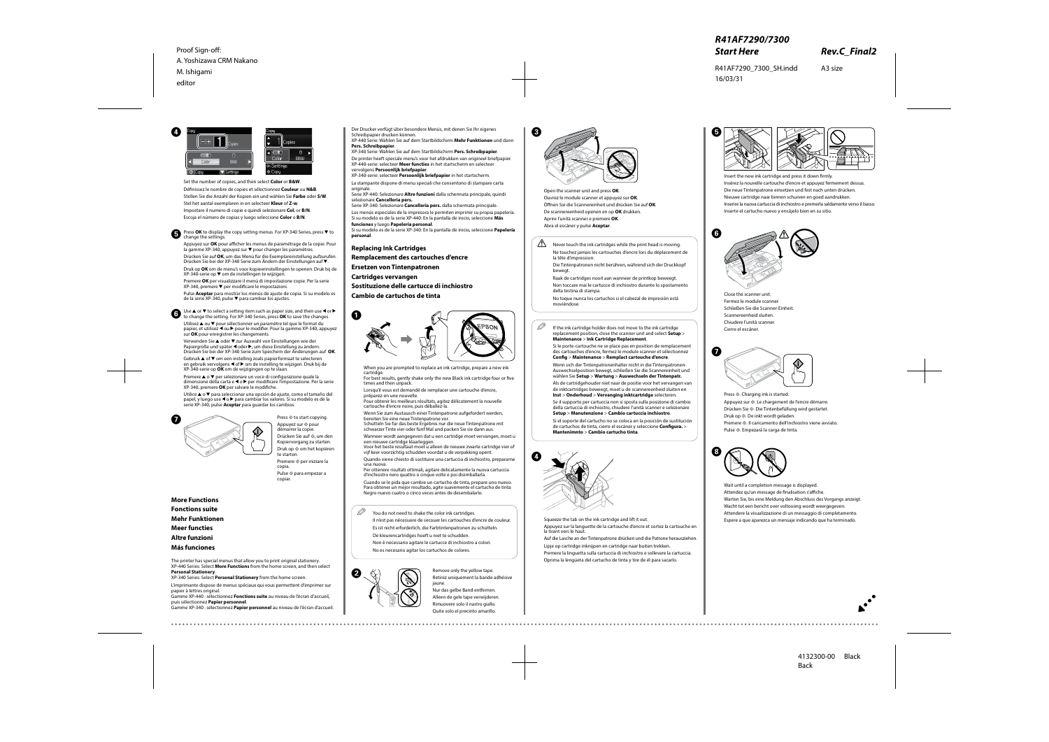**4**

Set the number of copies, and then select **Color** or **B&W**.

Définissez le nombre de copies et sélectionnez **Couleur** ou **N&B**.

Stellen Sie die Anzahl der Kopien ein und wählen Sie **Farbe** oder **S/W**.

Stel het aantal exemplaren in en selecteer **Kleur** of **Z-w**.

Impostare il numero di copie e quindi selezionare **Col.** or **B/N**.

Escoja el número de copias y luego seleccione **Color** o **B/N**.

**5** Press **OK** to display the copy setting menus. For XP-340 Series, press ▼ to change the settings.

Appuyez sur **OK** pour afficher les menus de paramétrage de la copie. Pour la gamme XP-340, appuyez sur ▼ pour changer les paramètres.

Drücken Sie auf **OK**, um das Menü für die Exemplareinstellung aufzurufen. Drücken Sie bei der XP-340 Serie zum Ändern der Einstellungen auf ▼.

Druk op **OK** om de menu's voor kopieerinstellingen te openen. Druk bij de XP-340-serie op ▼ om de instellingen te wijzigen.

Premere **OK** per visualizzare il menu di impostazione copie. Per la serie XP-340, premere ▼ per modificare le impostazioni.

Pulse **Aceptar** para mostrar los menús de ajuste de copia. Si su modelo es de la serie XP-340, pulse ▼ para cambiar los ajustes.

**6** Use ▲ or ▼ to select a setting item such as paper size, and then use ◀ or ▶ to change the setting. For XP-340 Series, press **OK** to save the changes.

Utilisez ▲ ou ▼ pour sélectionner un paramètre tel que le format du papier, et utilisez ◀ ou ▶ pour le modifier. Pour la gamme XP-340, appuyez sur **OK** pour enregistrer les changements.

Verwenden Sie ▲ oder ▼ zur Auswahl von Einstellungen wie der Papiergröße und später ◀ oder ▶, um diese Einstellung zu ändern. Drücken Sie bei der XP-340 Serie zum Speichern der Änderungen auf **OK**.

Gebruik ▲ of ▼ om een instelling zoals papierformaat te selecteren en gebruik vervolgens ◀ of ▶ om de instelling te wijzigen. Druk bij de XP-340-serie op **OK** om de wijzigingen op te slaan.

Premere ▲ o ▼ per selezionare un voce di configurazione quale la dimensione della carta e ◀ o ▶ per modificare l'impostazione. Per la serie XP-340, premere **OK** per salvare le modifiche.

Utilice ▲ o ▼ para seleccionar una opción de ajuste, como el tamaño del papel, y luego use ◀ o ▶ para cambiar los valores. Si su modelo es de la serie XP-340, pulse **Aceptar** para guardar los cambios.

**7**

Press ◇ to start copying.

Appuyez sur ◇ pour démarrer la copie.

Drücken Sie auf ◇, um den Kopiervorgang zu starten.

Druk op ◇ om het kopiëren te starten.

Premere ◇ per iniziare la copia.

Pulse ◇ para empezar a copiar.

## More Functions
## Fonctions suite
## Mehr Funktionen
## Meer functies
## Altre funzioni
## Más funciones

The printer has special menus that allow you to print original stationery. XP-440 Series: Select **More Functions** from the home screen, and then select **Personal Stationery**.
XP-340 Series: Select **Personal Stationery** from the home screen.

L'imprimante dispose de menus spéciaux qui vous permettent d'imprimer sur papier à lettres original.
Gamme XP-440 : sélectionnez **Fonctions suite** au niveau de l'écran d'accueil, puis sélectionnez **Papier personnel**.
Gamme XP-340 : sélectionnez **Papier personnel** au niveau de l'écran d'accueil.

Der Drucker verfügt über besondere Menüs, mit denen Sie Ihr eigenes Schreibpapier drucken können.
XP-440 Serie: Wählen Sie auf dem Startbildschirm **Mehr Funktionen** und dann **Pers. Schreibpapier**.
XP-340 Serie: Wählen Sie auf dem Startbildschirm **Pers. Schreibpapier**.

De printer heeft speciale menu's voor het afdrukken van origineel briefpapier.
XP-440-serie: selecteer **Meer functies** in het startscherm en selecteer vervolgens **Persoonlijk briefpapier**.
XP-340-serie: selecteer **Persoonlijk briefpapier** in het startscherm.

La stampante dispone di menu speciali che consentono di stampare carta originale.
Serie XP-440: Selezionare **Altre funzioni** dalla schermata principale, quindi selezionare **Cancelleria pers.**
Serie XP-340: Selezionare **Cancelleria pers.** dalla schermata principale.

Los menús especiales de la impresora le permiten imprimir su propia papelería.
Si su modelo es de la serie XP-440: En la pantalla de inicio, seleccione **Más funciones** y luego **Papelería personal**.
Si su modelo es de la serie XP-340: En la pantalla de inicio, seleccione **Papelería personal**.

## Replacing Ink Cartridges
## Remplacement des cartouches d'encre
## Ersetzen von Tintenpatronen
## Cartridges vervangen
## Sostituzione delle cartucce di inchiostro
## Cambio de cartuchos de tinta

**1**

When you are prompted to replace an ink cartridge, prepare a new ink cartridge.
For best results, gently shake only the new Black ink cartridge four or five times and then unpack.

Lorsqu'il vous est demandé de remplacer une cartouche d'encre, préparez-en une nouvelle.
Pour obtenir les meilleurs résultats, agitez délicatement la nouvelle cartouche d'encre noire, puis déballez-la.

Wenn Sie zum Austausch einer Tintenpatrone aufgefordert werden, bereiten Sie eine neue Tintenpatrone vor.
Schütteln Sie für das beste Ergebnis nur die neue Tintenpatrone mit schwarzer Tinte vier oder fünf Mal und packen Sie sie dann aus.

Wanneer wordt aangegeven dat u een cartridge moet vervangen, moet u een nieuwe cartridge klaarleggen.
Voor het beste resultaat moet u alleen de nieuwe zwarte cartridge vier of vijf keer voorzichtig schudden voordat u de verpakking opent.

Quando viene chiesto di sostituire una cartuccia di inchiostro, prepararne una nuova.
Per ottenere risultati ottimali, agitare delicatamente la nuova cartuccia d'inchiostro nero quattro o cinque volte e poi disimballarla.

Cuando se le pida que cambie un cartucho de tinta, prepare uno nuevo.
Para obtener un mejor resultado, agite suavemente el cartucho de tinta Negro nuevo cuatro o cinco veces antes de desembalarlo.

> You do not need to shake the color ink cartridges.
> Il n'est pas nécessaire de secouer les cartouches d'encre de couleur.
> Es ist nicht erforderlich, die Farbtintenpatronen zu schütteln.
> De kleurencartridges hoeft u niet te schudden.
> Non è necessario agitare le cartucce di inchiostro a colori.
> No es necesario agitar los cartuchos de colores.

**2**

Remove only the yellow tape.
Retirez uniquement la bande adhésive jaune.
Nur das gelbe Band entfernen.
Alleen de gele tape verwijderen.
Rimuovere solo il nastro giallo.
Quite solo el precinto amarillo.

**3**

Open the scanner unit and press **OK**.
Ouvrez le module scanner et appuyez sur **OK**.
Öffnen Sie die Scannereinheit und drücken Sie auf **OK**.
De scannereenheid openen en op **OK** drukken.
Aprire l'unità scanner e premere **OK**.
Abra el escáner y pulse **Aceptar**.

> Never touch the ink cartridges while the print head is moving.
> Ne touchez jamais les cartouches d'encre lors du déplacement de la tête d'impression.
> Die Tintenpatronen nicht berühren, während sich der Druckkopf bewegt.
> Raak de cartridges nooit aan wanneer de printkop beweegt.
> Non toccare mai le cartucce di inchiostro durante lo spostamento della testina di stampa.
> No toque nunca los cartuchos si el cabezal de impresión está moviéndose.

> If the ink cartridge holder does not move to the ink cartridge replacement position, close the scanner unit and select **Setup** > **Maintenance** > **Ink Cartridge Replacement**.
> Si le porte-cartouche ne se place pas en position de remplacement des cartouches d'encre, fermez le module scanner et sélectionnez **Config** > **Maintenance** > **Remplact cartouche d'encre**.
> Wenn sich der Tintenpatronenhalter nicht in die Tintenpatronen-Auswechselposition bewegt, schließen Sie die Scannereinheit und wählen Sie **Setup** > **Wartung** > **Auswechseln der Tintenpatr.**
> Als de cartridgehouder niet naar de positie voor het vervangen van de inktcartridges beweegt, moet u de scannereenheid sluiten en **Inst** > **Onderhoud** > **Vervanging inktcartridge** selecteren.
> Se il supporto per cartuccia non si sposta sulla posizione di cambio della cartuccia di inchiostro, chiudere l'unità scanner e selezionare **Setup** > **Manutenzione** > **Cambio cartuccia inchiostro**.
> Si el soporte del cartucho no se coloca en la posición de sustitución de cartuchos de tinta, cierre el escáner y seleccione **Configura.** > **Mantenimnto** > **Cambio cartucho tinta**.

**4**

Squeeze the tab on the ink cartridge and lift it out.
Appuyez sur la languette de la cartouche d'encre et sortez la cartouche en la tirant vers le haut.
Auf die Lasche an der Tintenpatrone drücken und die Patrone herausziehen.
Lipje op cartridge inknijpen en cartridge naar buiten trekken.
Premere la linguetta sulla cartuccia di inchiostro e sollevare la cartuccia.
Oprima la lengüeta del cartucho de tinta y tire de él para sacarlo.

**5**

Insert the new ink cartridge and press it down firmly.
Insérez la nouvelle cartouche d'encre et appuyez fermement dessus.
Die neue Tintenpatrone einsetzen und fest nach unten drücken.
Nieuwe cartridge naar binnen schuiven en goed aandrukken.
Inserire la nuova cartuccia di inchiostro e premerla saldamente verso il basso.
Inserte el cartucho nuevo y encájelo bien en su sitio.

**6**

Close the scanner unit.
Fermez le module scanner.
Schließen Sie die Scanner-Einheit.
Scannereenheid sluiten.
Chiudere l'unità scanner.
Cierre el escáner.

**7**

Press ◇. Charging ink is started.
Appuyez sur ◇. Le chargement de l'encre démarre.
Drücken Sie ◇. Die Tintenbefüllung wird gestartet.
Druk op ◇. De inkt wordt geladen.
Premere ◇. Il caricamento dell'inchiostro viene avviato.
Pulse ◇. Empezará la carga de tinta.

**8**

Wait until a completion message is displayed.
Attendez qu'un message de finalisation s'affiche.
Warten Sie, bis eine Meldung den Abschluss des Vorgangs anzeigt.
Wacht tot een bericht over voltooiing wordt weergegeven.
Attendere la visualizzazione di un messaggio di completamento.
Espere a que aparezca un mensaje indicando que ha terminado.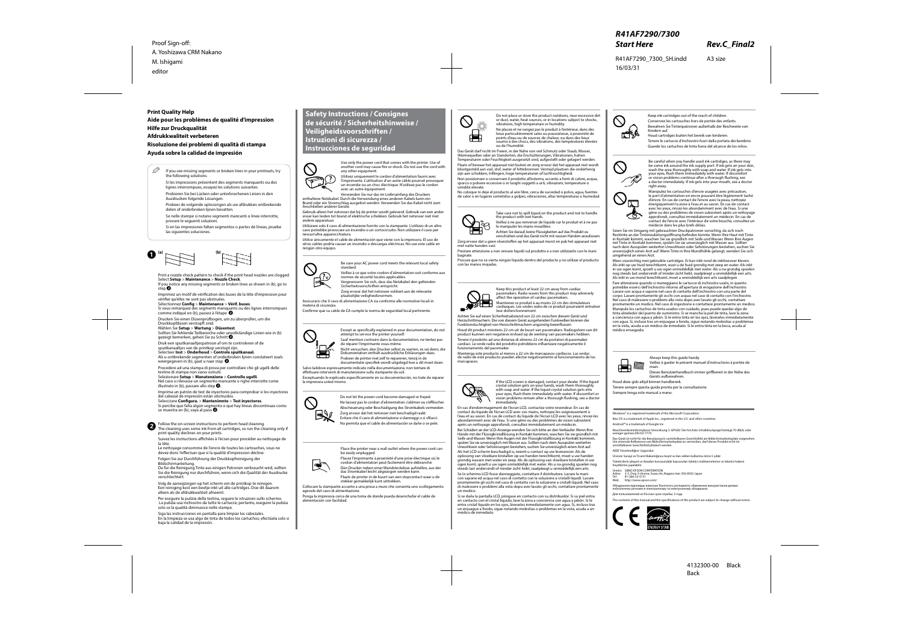Proof Sign-off:
A. Yoshizawa CRM Nakano
M. Ishigami
editor

R41AF7290/7300
Start Here
Rev.C_Final2

R41AF7290_7300_SH.indd
A3 size
16/03/31

## Print Quality Help
## Aide pour les problèmes de qualité d'impression
## Hilfe zur Druckqualität
## Afdrukkwaliteit verbeteren
## Risoluzione dei problemi di qualità di stampa
## Ayuda sobre la calidad de impresión

If you see missing segments or broken lines in your printouts, try the following solutions.

Si les impressions présentent des segments manquants ou des lignes interrompues, essayez les solutions suivantes.

Probieren Sie bei Lücken oder unterbrochenen Linien in den Ausdrucken folgende Lösungen.

Probeer de volgende oplossingen als uw afdrukken ontbrekende delen of onderbroken lijnen bevatten.

Se nelle stampe si notano segmenti mancanti o linee interrotte, provare le seguenti soluzioni.

Si en las impresiones faltan segmentos o partes de líneas, pruebe las siguientes soluciones.

**1** (a) (b)

Print a nozzle check pattern to check if the print head nozzles are clogged. Select **Setup** > **Maintenance** > **Nozzle Check**.
If you notice any missing segments or broken lines as shown in (b), go to step **2**.

Imprimez un motif de vérification des buses de la tête d'impression pour vérifier qu'elles ne sont pas obstruées.
Sélectionnez **Config** > **Maintenance** > **Vérif. buses**.
Si vous remarquez des segments manquants ou des lignes interrompues comme indiqué en (b), passez à l'étape **2**.

Drucken Sie einen Düsenprüfbogen, um zu überprüfen, um die Druckkopfdüsen verstopft sind.
Wählen Sie **Setup** > **Wartung** > **Düsentest**.
Sollten Sie fehlende Teilbereiche oder unvollständige Linien wie in (b) gezeigt bemerken, gehen Sie zu Schritt **2**.

Druk een spuitkanaaltjespatroon af om te controleren of de spuitkanaaltjes van de printkop verstopt zijn.
Selecteer **Inst** > **Onderhoud** > **Controle spuitkanaal.**
Als u ontbrekende segmenten of onderbroken lijnen constateert zoals weergegeven in (b), gaat u naar stap **2**.

Procedere ad una stampa di prova per controllare che gli ugelli delle testine di stampa non siano ostruiti.
Selezionare **Setup** > **Manutenzione** > **Controllo ugelli**.
Nel caso si rilevasse un segmento mancante o righe interrotte come illustrato in (b), passare allo step **2**.

Imprima un patrón de test de inyectores para comprobar si los inyectores del cabezal de impresión están obstruidos.
Seleccione **Configura.** > **Mantenimnto** > **Test inyectores**.
Si percibe que falta algún segmento o que hay líneas discontinuas como se muestra en (b), vaya al paso **2**.

**2** Follow the on-screen instructions to perform head cleaning.
The cleaning uses some ink from all cartridges, so run the cleaning only if print quality declines on your prints.

Suivez les instructions affichées à l'écran pour procéder au nettoyage de la tête.
Le nettoyage consomme de l'encre de toutes les cartouches, vous ne devez donc l'effectuer que si la qualité d'impression décline.

Folgen Sie zur Durchführung der Druckkopfreinigung der Bildschirmanleitung.
Da für die Reinigung Tinte aus einigen Patronen verbraucht wird, sollten Sie die Reinigung nur durchführen, wenn sich die Qualität der Ausdrucke verschlechtert.

Volg de aanwijzingen op het scherm om de printkop te reinigen.
Een reiniging kost een beetje inkt uit alle cartridges. Doe dit daarom alleen als de afdrukkwaliteit afneemt.

Per eseguire la pulizia della testina, seguire le istruzioni sullo schermo.
La pulizia usa inchiostro da tutte le cartucce; pertanto, eseguire la pulizia solo se la qualità diminuisce nelle stampe.

Siga las instrucciones en pantalla para limpiar los cabezales.
En la limpieza se usa algo de tinta de todos los cartuchos; efectúela solo si baja la calidad de la impresión.

## Safety Instructions / Consignes de sécurité / Sicherheitshinweise / Veiligheidsvoorschriften / Istruzioni di sicurezza / Instrucciones de seguridad

Use only the power cord that comes with the printer. Use of another cord may cause fire or shock. Do not use the cord with any other equipment.

Utilisez uniquement le cordon d'alimentation fourni avec l'imprimante. L'utilisation d'un autre câble pourrait provoquer un incendie ou un choc électrique. N'utilisez pas le cordon avec un autre équipement.

Verwenden Sie nur das im Lieferumfang des Druckers enthaltene Netzkabel. Durch die Verwendung eines anderen Kabels kann ein Brand oder ein Stromschlag ausgelöst werden. Verwenden Sie das Kabel nicht zum Anschließen anderer Geräte.

Gebruik alleen het netsnoer dat bij de printer wordt geleverd. Gebruik van een ander snoer kan leiden tot brand of elektrische schokken. Gebruik het netsnoer niet met andere apparatuur.

Utilizzare solo il cavo di alimentazione fornito con la stampante. L'utilizzo di un altro cavo potrebbe provocare un incendio o un cortocircuito. Non utilizzare il cavo per nessun'altra apparecchiatura.

Utilice únicamente el cable de alimentación que viene con la impresora. El uso de otros cables podría causar un incendio o descargas eléctricas. No use este cable en ningún otro equipo.

Be sure your AC power cord meets the relevant local safety standard.

Veillez à ce que votre cordon d'alimentation soit conforme aux normes de sécurité locales applicables.

Vergewissern Sie sich, dass das Netzkabel den geltenden Sicherheitsvorschriften entspricht.

Zorg ervoor dat het netsnoer voldoet aan de relevante plaatselijke veiligheidsnormen.

Assicurarsi che il cavo di alimentazione CA sia conforme alle normative locali in materia di sicurezza.

Confirme que su cable de CA cumple la norma de seguridad local pertinente.

Except as specifically explained in your documentation, do not attempt to service the printer yourself.

Sauf mention contraire dans la documentation, ne tentez pas de réparer l'imprimante vous-même.

Nicht versuchen, den Drucker selbst zu warten, es sei denn, die Dokumentation enthält ausdrückliche Erklärungen dazu.

Probeer de printer niet zelf te repareren, tenzij in de documentatie specifiek wordt uitgelegd hoe u dit moet doen.

Salvo laddove espressamente indicato nella documentazione, non tentare di effettuare interventi di manutenzione sulla stampante da soli.

Exceptuando lo explicado específicamente en su documentación, no trate de reparar la impresora usted mismo.

Do not let the power cord become damaged or frayed.

Ne laissez pas le cordon d'alimentation s'abîmer ou s'effilocher.

Abscheuerung oder Beschädigung des Stromkabels vermeiden.

Zorg ervoor dat het netsnoer niet beschadigd raakt.

Evitare che il cavo di alimentazione si danneggi o si sfilacci.

No permita que el cable de alimentación se dañe o se pele.

Place the printer near a wall outlet where the power cord can be easily unplugged.

Placez l'imprimante à proximité d'une prise électrique où le cordon d'alimentation peut facilement être débranché.

Den Drucker neben einer Wandsteckdose aufstellen, aus der das Stromkabel leicht abgezogen werden kann.

Plaats de printer in de buurt van een stopcontact waar u de stekker gemakkelijk kunt uittrekken.

Collocare la stampante accanto a una presa a muro che consenta uno scollegamento agevole del cavo di alimentazione.

Ponga la impresora cerca de una toma de donde pueda desenchufar el cable de alimentación con facilidad.

Do not place or store the product outdoors, near excessive dirt or dust, water, heat sources, or in locations subject to shocks, vibrations, high temperature or humidity.

Ne placez et ne rangez pas le produit à l'extérieur, dans des lieux particulièrement sales ou poussiéreux, à proximité de points d'eau ou de sources de chaleur, ou dans des lieux soumis à des chocs, des vibrations, des températures élevées ou de l'humidité.

Das Gerät darf nicht im Freien, in der Nähe von viel Schmutz oder Staub, Wasser, Wärmequellen oder an Standorten, die Erschütterungen, Vibrationen, hohen Temperaturen oder Feuchtigkeit ausgesetzt sind, aufgestellt oder gelagert werden.

Plaats of bewaar het apparaat niet buiten en zorg ervoor dat het apparaat niet wordt blootgesteld aan vuil, stof, water of hittebronnen. Vermijd plaatsen die onderhevig zijn aan schokken, trillingen, hoge temperaturen of luchtvochtigheid.

Non posizionare o conservare il prodotto all'esterno, accanto a fonti di calore, acqua, sporco o polvere eccessive o in luoghi soggetti a urti, vibrazioni, temperatura o umidità elevate.

No coloque ni deje el producto al aire libre, cerca de suciedad o polvo, agua, fuentes de calor o en lugares sometidos a golpes, vibraciones, altas temperaturas o humedad.

Take care not to spill liquid on the product and not to handle the product with wet hands.

Veillez à ne pas renverser de liquide sur le produit et à ne pas le manipuler les mains mouillées.

Achten Sie darauf, keine Flüssigkeiten auf das Produkt zu verschütten und das Gerät nicht mit nassen Händen anzufassen.

Zorg ervoor dat u geen vloeistoffen op het apparaat morst en pak het apparaat niet met natte handen vast.

Prestare attenzione a non versare liquidi sul prodotto e a non utilizzarlo con le mani bagnate.

Procure que no se vierta ningún líquido dentro del producto y no utilizar el producto con las manos mojadas.

Keep this product at least 22 cm away from cardiac pacemakers. Radio waves from this product may adversely affect the operation of cardiac pacemakers.

Maintenez ce produit à au moins 22 cm des stimulateurs cardiaques. Les ondes radio de ce produit pourraient entraîner leur dysfonctionnement.

Achten Sie auf einen Sicherheitsabstand von 22 cm zwischen diesem Gerät und Herzschrittmachern. Von diesem Gerät ausgehende Funkwellen können die Funktionstüchtigkeit von Herzschrittmachern ungünstig beeinflussen.

Houd dit product minstens 22 cm uit de buurt van pacemakers. Radiogolven van dit product kunnen een negatieve invloed op de werking van pacemakers hebben.

Tenere il prodotto ad una distanza di almeno 22 cm da portatori di pacemaker cardiaci. Le onde radio del prodotto potrebbero influenzare negativamente il funzionamento dei pacemaker.

Mantenga este producto al menos a 22 cm de marcapasos cardíacos. Las ondas de radio de este producto pueden afectar negativamente al funcionamiento de los marcapasos.

If the LCD screen is damaged, contact your dealer. If the liquid crystal solution gets on your hands, wash them thoroughly with soap and water. If the liquid crystal solution gets into your eyes, flush them immediately with water. If discomfort or vision problems remain after a thorough flushing, see a doctor immediately.

En cas d'endommagement de l'écran LCD, contactez votre revendeur. En cas de contact du liquide de l'écran LCD avec vos mains, nettoyez-les soigneusement à l'eau et au savon. En cas de contact du liquide de l'écran LCD avec les yeux, rincez-les abondamment avec de l'eau. Si une gêne ou des problèmes de vision subsistent après un nettoyage approfondi, consultez immédiatement un médecin.

Bei Schäden an der LCD-Anzeige wenden Sie sich bitte an den Verkäufer. Wenn Ihre Hände mit der Flüssigkristalllösung in Kontakt kommen, waschen Sie sie gründlich mit Seife und Wasser. Wenn Ihre Augen mit der Flüssigkristalllösung in Kontakt kommen, spülen Sie sie unverzüglich mit Wasser aus. Sollten nach dem Ausspülen weiterhin Unwohlsein oder Sehstörungen bestehen, suchen Sie unverzüglich einen Arzt auf.

Als het LCD-scherm beschadigd is, neemt u contact op uw leverancier. Als de oplossing van vloeibare kristallen op uw handen terechtkomt, moet u uw handen grondig wassen met water en zeep. Als de oplossing van vloeibare kristallen in uw ogen komt, spoelt u uw ogen onmiddellijk met water. Als u na grondig spoelen nog steeds last ondervindt of minder zicht hebt, raadpleegt u onmiddellijk een arts.

Se lo schermo LCD fosse danneggiato, contattare il distributore. Lavare le mani con sapone ed acqua nel caso di contatto con la soluzione a cristalli liquidi. Lavare prontamente gli occhi nel caso di contatto con la soluzione a cristalli liquidi. Nel caso di malessere o problemi alla vista dopo aver lavato gli occhi, contattare prontamente un medico.

Si se daña la pantalla LCD, póngase en contacto con su distribuidor. Si su piel entra en contacto con el cristal líquido, lave la zona a conciencia con agua y jabón. Si le entra cristal líquido en los ojos, láveselos inmediatamente con agua. Si, incluso tras un enjuague a fondo, sigue notando molestias o problemas en la vista, acuda a un médico de inmediato.

Keep ink cartridges out of the reach of children.

Conservez les cartouches hors de portée des enfants.

Bewahren Sie Tintenpatronen außerhalb der Reichweite von Kindern auf.

Houd cartridges buiten het bereik van kinderen.

Tenere le cartucce d'inchiostro fuori dalla portata dei bambini.

Guarde los cartuchos de tinta fuera del alcance de los niños.

Be careful when you handle used ink cartridges, as there may be some ink around the ink supply port. If ink gets on your skin, wash the area thoroughly with soap and water. If ink gets into your eyes, flush them immediately with water. If discomfort or vision problems continue after a thorough flushing, see a doctor immediately. If ink gets into your mouth, see a doctor right away.

Manipulez les cartouches d'encre usagées avec précaution, le port d'alimentation en encre pouvant être légèrement taché d'encre. En cas de contact de l'encre avec la peau, nettoyez énergiquement la zone à l'eau et au savon. En cas de contact avec les yeux, rincez-les abondamment avec de l'eau. Si une gêne ou des problèmes de vision subsistent après un nettoyage approfondi, consultez immédiatement un médecin. En cas de contact de l'encre avec l'intérieur de votre bouche, consultez un médecin dans les plus brefs délais.

Seien Sie im Umgang mit gebrauchten Druckpatronen vorsichtig, da sich noch Resttinte an der Tintenzuleitungsöffnung befinden könnte. Wenn Ihre Haut mit Tinte in Kontakt kommt, waschen Sie sie gründlich mit Seife und Wasser. Wenn Ihre Augen mit Tinte in Kontakt kommen, spülen Sie sie unverzüglich mit Wasser aus. Sollten nach dem Ausspülen weiterhin Unwohlsein oder Sehstörungen bestehen, suchen Sie unverzüglich einen Arzt auf. Wenn Tinte in Ihre Mundhöhle gelangt, wenden Sie sich umgehend an einen Arzt.

Wees voorzichtig met gebruikte cartridges. Er kan inkt rond de inkttoevoer kleven. Als inkt op uw huid terechtkomt, wast u de huid grondig met zeep en water. Als inkt in uw ogen komt, spoelt u uw ogen onmiddellijk met water. Als u na grondig spoelen nog steeds last ondervindt of minder zicht hebt, raadpleegt u onmiddellijk een arts. Als inkt in uw mond terechtkomt, moet u onmiddellijk een arts raadplegen.

Fare attenzione quando si maneggiano le cartucce di inchiostro usato, in quanto potrebbe essersi dell'inchiostro intorno all'apertura di erogazione dell'inchiostro. Lavare con acqua e sapone nel caso di contatto dell'inchiostro con una parte del corpo. Lavare prontamente gli occhi con acqua nel caso di contatto con l'inchiostro. Nel caso di malessere o problemi alla vista dopo aver lavato gli occhi, contattare prontamente un medico. Nel caso di ingestione e contattare prontamente un medico.

Manipule los cartuchos de tinta usados con cuidado, pues puede quedar algo de tinta alrededor del puerto de suministro. Si se mancha la piel de tinta, lave la zona a conciencia con agua y jabón. Si le entra tinta en los ojos, láveselos inmediatamente con agua. Si, incluso tras un enjuague a fondo, sigue notando molestias o problemas en la vista, acuda a un médico de inmediato. Si le entra tinta en la boca, acuda al médico enseguida.

Always keep this guide handy.

Veillez à garder le présent manuel d'instructions à portée de main.

Dieses Benutzerhandbuch immer griffbereit in der Nähe des Geräts aufbewahren.

Houd deze gids altijd binnen handbereik.

Tenere sempre questa guida pronta per la consultazione.

Siempre tenga este manual a mano.

Windows® is a registered trademark of the Microsoft Corporation.

Mac OS is a trademark of Apple Inc., registered in the U.S. and other countries.

Android™ is a trademark of Google Inc.

Maschinenlärminformations-Verordnung 3. GPSGV: Der höchste Schalldruckpegel beträgt 70 dB(A) oder weniger gemäss EN ISO 7779.

Das Gerät ist nicht für die Benutzung im unmittelbaren Gesichtsfeld am Bildschirmarbeitsplatz vorgesehen. Um störende Reflexionen am Bildschirmarbeitsplatz zu vermeiden, darf dieses Produkt nicht im unmittelbaren Gesichtsfeld platziert werden.

AEEE Yönetmeliğine Uygundur.

Ürünün Sanayi ve Ticaret Bakanlığınca tespit ve ilan edilen kullanma ömrü 5 yıldır.

Tüketicilerin şikayet ve itirazları konusundaki başvuruları tüketici mahkemelerine ve tüketici hakem heyetlerine yapılabilir.

Üretici: SEIKO EPSON CORPORATION
Adres: 3-5, Owa 3-chome, Suwa-shi, Nagano-ken 392-8502 Japan
Tel: 81-266-52-3131
Web: http://www.epson.com/

Обладнання відповідає вимогам Технічного регламенту обмеження використання деяких небезпечних речовин в електричному та електронному обладнанні.

Для пользователей из России срок службы: 3 года

The contents of this manual and the specifications of this product are subject to change without notice.

4132300-00 Black
Back